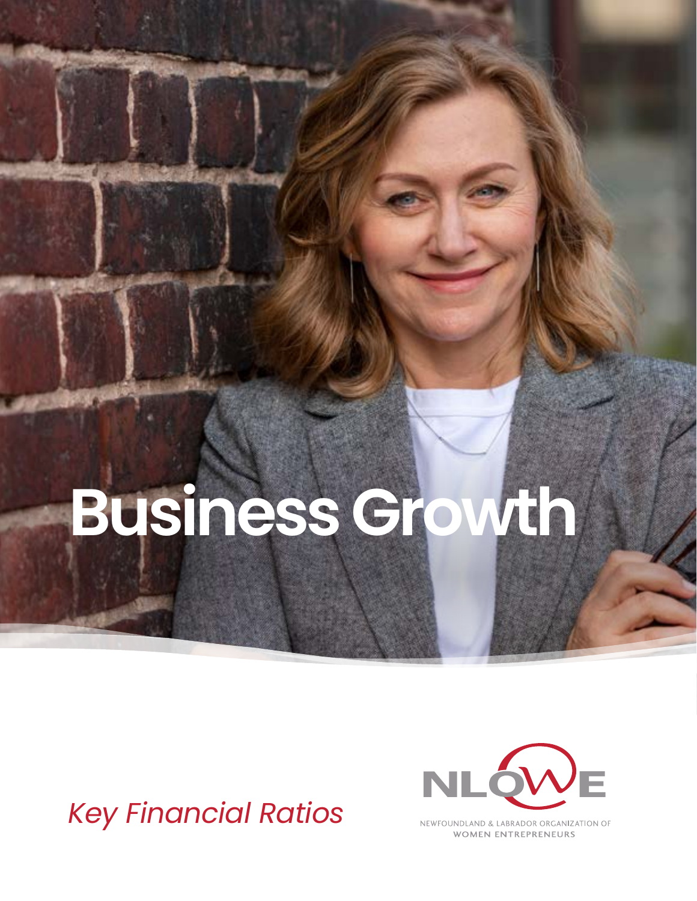# Business Growth

*Key Financial Ratios*

NLOWE

NEWFOUNDLAND & LABRADOR ORGANIZATION OF WOMEN ENTREPRENEURS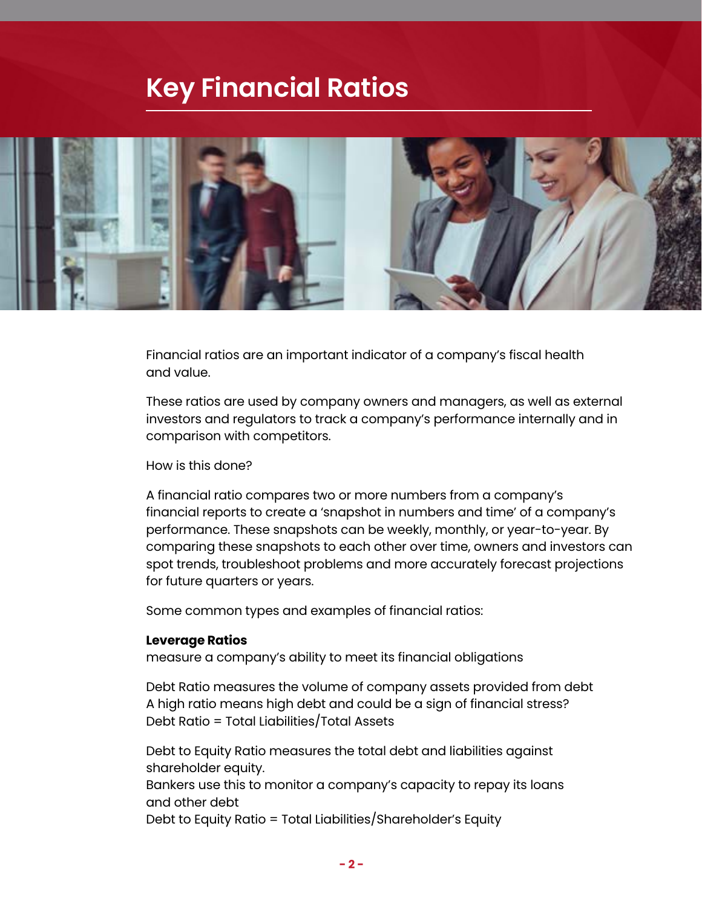# Key Financial Ratios

Financial ratios are an important indicator of a company's fiscal health and value.

These ratios are used by company owners and managers, as well as external investors and regulators to track a company's performance internally and in comparison with competitors.

How is this done?

A financial ratio compares two or more numbers from a company's financial reports to create a 'snapshot in numbers and time' of a company's performance. These snapshots can be weekly, monthly, or year-to-year. By comparing these snapshots to each other over time, owners and investors can spot trends, troubleshoot problems and more accurately forecast projections for future quarters or years.

Some common types and examples of financial ratios:

**Leverage Ratios**
measure a company's ability to meet its financial obligations

Debt Ratio measures the volume of company assets provided from debt
A high ratio means high debt and could be a sign of financial stress?
Debt Ratio = Total Liabilities/Total Assets

Debt to Equity Ratio measures the total debt and liabilities against shareholder equity.
Bankers use this to monitor a company's capacity to repay its loans and other debt
Debt to Equity Ratio = Total Liabilities/Shareholder's Equity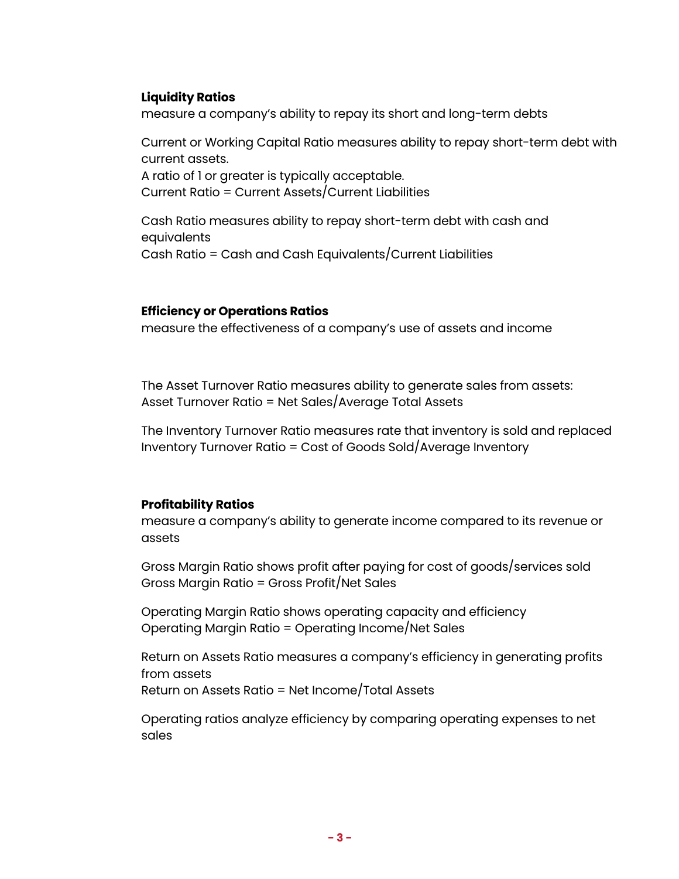**Liquidity Ratios**
measure a company's ability to repay its short and long-term debts

Current or Working Capital Ratio measures ability to repay short-term debt with current assets.
A ratio of 1 or greater is typically acceptable.
Current Ratio = Current Assets/Current Liabilities

Cash Ratio measures ability to repay short-term debt with cash and equivalents
Cash Ratio = Cash and Cash Equivalents/Current Liabilities

**Efficiency or Operations Ratios**
measure the effectiveness of a company's use of assets and income

The Asset Turnover Ratio measures ability to generate sales from assets:
Asset Turnover Ratio = Net Sales/Average Total Assets

The Inventory Turnover Ratio measures rate that inventory is sold and replaced
Inventory Turnover Ratio = Cost of Goods Sold/Average Inventory

**Profitability Ratios**
measure a company's ability to generate income compared to its revenue or assets

Gross Margin Ratio shows profit after paying for cost of goods/services sold
Gross Margin Ratio = Gross Profit/Net Sales

Operating Margin Ratio shows operating capacity and efficiency
Operating Margin Ratio = Operating Income/Net Sales

Return on Assets Ratio measures a company's efficiency in generating profits from assets
Return on Assets Ratio = Net Income/Total Assets

Operating ratios analyze efficiency by comparing operating expenses to net sales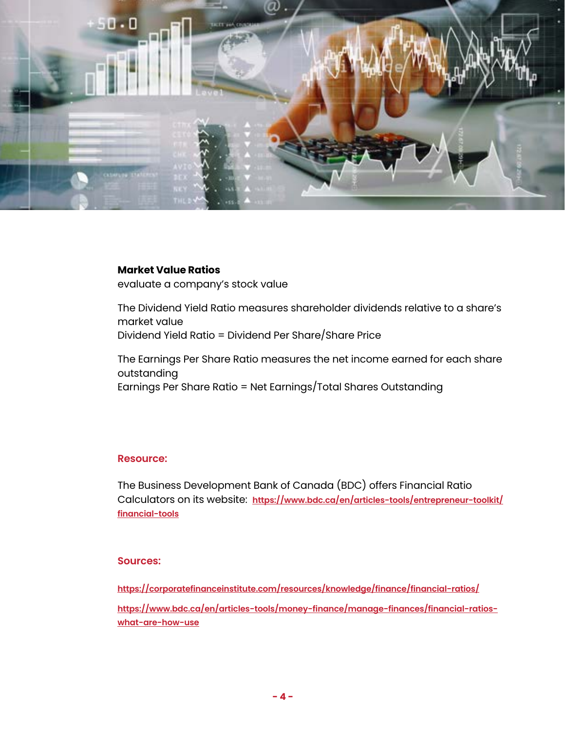**Market Value Ratios**
evaluate a company's stock value

The Dividend Yield Ratio measures shareholder dividends relative to a share's market value
Dividend Yield Ratio = Dividend Per Share/Share Price

The Earnings Per Share Ratio measures the net income earned for each share outstanding
Earnings Per Share Ratio = Net Earnings/Total Shares Outstanding

**Resource:**

The Business Development Bank of Canada (BDC) offers Financial Ratio Calculators on its website: https://www.bdc.ca/en/articles-tools/entrepreneur-toolkit/financial-tools

**Sources:**

https://corporatefinanceinstitute.com/resources/knowledge/finance/financial-ratios/

https://www.bdc.ca/en/articles-tools/money-finance/manage-finances/financial-ratios-what-are-how-use